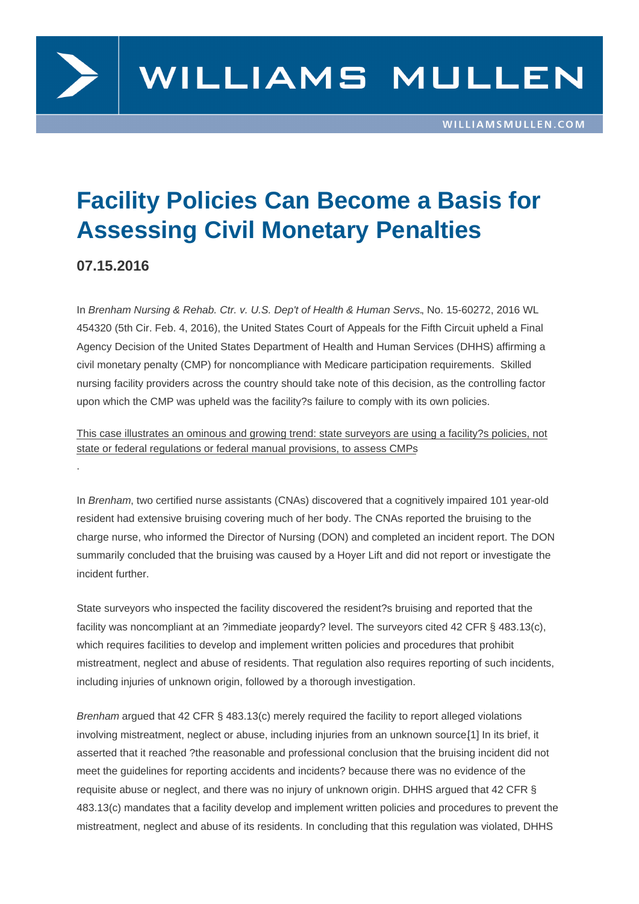# Facility Policies Can Become a Basis for Assessing Civil Monetary Penalties

**07.15.2016**

In *Brenham Nursing & Rehab. Ctr. v. U.S. Dep't of Health & Human Servs.*, No. 15-60272, 2016 WL 454320 (5th Cir. Feb. 4, 2016), the United States Court of Appeals for the Fifth Circuit upheld a Final Agency Decision of the United States Department of Health and Human Services (DHHS) affirming a civil monetary penalty (CMP) for noncompliance with Medicare participation requirements. Skilled nursing facility providers across the country should take note of this decision, as the controlling factor upon which the CMP was upheld was the facility?s failure to comply with its own policies.

This case illustrates an ominous and growing trend: state surveyors are using a facility?s policies, not state or federal regulations or federal manual provisions, to assess CMPs

.

In *Brenham*, two certified nurse assistants (CNAs) discovered that a cognitively impaired 101 year-old resident had extensive bruising covering much of her body. The CNAs reported the bruising to the charge nurse, who informed the Director of Nursing (DON) and completed an incident report. The DON summarily concluded that the bruising was caused by a Hoyer Lift and did not report or investigate the incident further.

State surveyors who inspected the facility discovered the resident?s bruising and reported that the facility was noncompliant at an ?immediate jeopardy? level. The surveyors cited 42 CFR § 483.13(c), which requires facilities to develop and implement written policies and procedures that prohibit mistreatment, neglect and abuse of residents. That regulation also requires reporting of such incidents, including injuries of unknown origin, followed by a thorough investigation.

*Brenham* argued that 42 CFR § 483.13(c) merely required the facility to report alleged violations involving mistreatment, neglect or abuse, including injuries from an unknown source[1] In its brief, it asserted that it reached ?the reasonable and professional conclusion that the bruising incident did not meet the guidelines for reporting accidents and incidents? because there was no evidence of the requisite abuse or neglect, and there was no injury of unknown origin. DHHS argued that 42 CFR § 483.13(c) mandates that a facility develop and implement written policies and procedures to prevent the mistreatment, neglect and abuse of its residents. In concluding that this regulation was violated, DHHS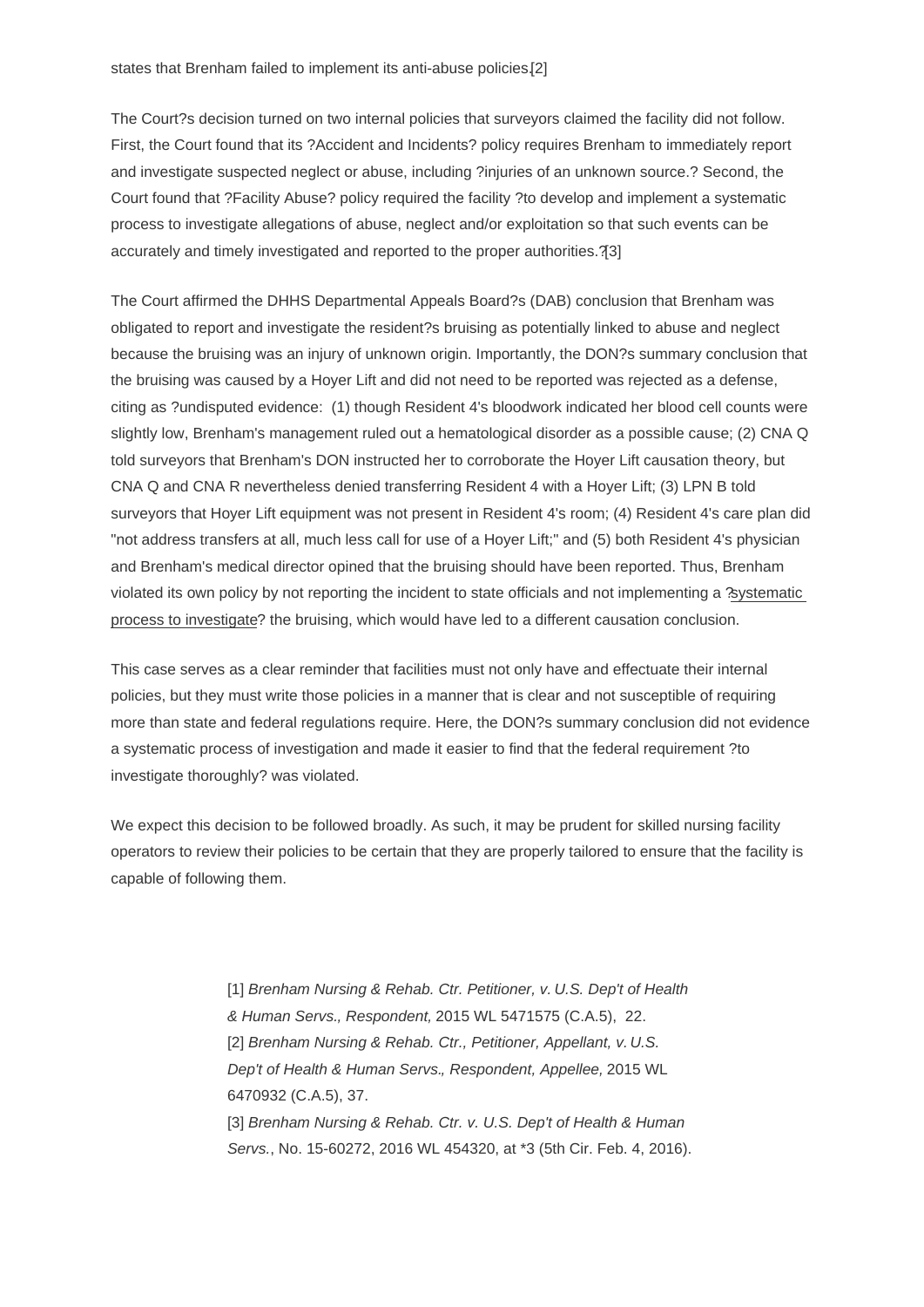states that Brenham failed to implement its anti-abuse policies.[2]

The Court?s decision turned on two internal policies that surveyors claimed the facility did not follow. First, the Court found that its ?Accident and Incidents? policy requires Brenham to immediately report and investigate suspected neglect or abuse, including ?injuries of an unknown source.? Second, the Court found that ?Facility Abuse? policy required the facility ?to develop and implement a systematic process to investigate allegations of abuse, neglect and/or exploitation so that such events can be accurately and timely investigated and reported to the proper authorities.?[3]

The Court affirmed the DHHS Departmental Appeals Board?s (DAB) conclusion that Brenham was obligated to report and investigate the resident?s bruising as potentially linked to abuse and neglect because the bruising was an injury of unknown origin. Importantly, the DON?s summary conclusion that the bruising was caused by a Hoyer Lift and did not need to be reported was rejected as a defense, citing as ?undisputed evidence: (1) though Resident 4's bloodwork indicated her blood cell counts were slightly low, Brenham's management ruled out a hematological disorder as a possible cause; (2) CNA Q told surveyors that Brenham's DON instructed her to corroborate the Hoyer Lift causation theory, but CNA Q and CNA R nevertheless denied transferring Resident 4 with a Hoyer Lift; (3) LPN B told surveyors that Hoyer Lift equipment was not present in Resident 4's room; (4) Resident 4's care plan did "not address transfers at all, much less call for use of a Hoyer Lift;" and (5) both Resident 4's physician and Brenham's medical director opined that the bruising should have been reported. Thus, Brenham violated its own policy by not reporting the incident to state officials and not implementing a ?systematic process to investigate? the bruising, which would have led to a different causation conclusion.

This case serves as a clear reminder that facilities must not only have and effectuate their internal policies, but they must write those policies in a manner that is clear and not susceptible of requiring more than state and federal regulations require. Here, the DON?s summary conclusion did not evidence a systematic process of investigation and made it easier to find that the federal requirement ?to investigate thoroughly? was violated.

We expect this decision to be followed broadly. As such, it may be prudent for skilled nursing facility operators to review their policies to be certain that they are properly tailored to ensure that the facility is capable of following them.

[1] *Brenham Nursing & Rehab. Ctr. Petitioner, v. U.S. Dep't of Health & Human Servs., Respondent,* 2015 WL 5471575 (C.A.5), 22.
[2] *Brenham Nursing & Rehab. Ctr., Petitioner, Appellant, v. U.S. Dep't of Health & Human Servs., Respondent, Appellee,* 2015 WL 6470932 (C.A.5), 37.
[3] *Brenham Nursing & Rehab. Ctr. v. U.S. Dep't of Health & Human Servs.*, No. 15-60272, 2016 WL 454320, at *3 (5th Cir. Feb. 4, 2016).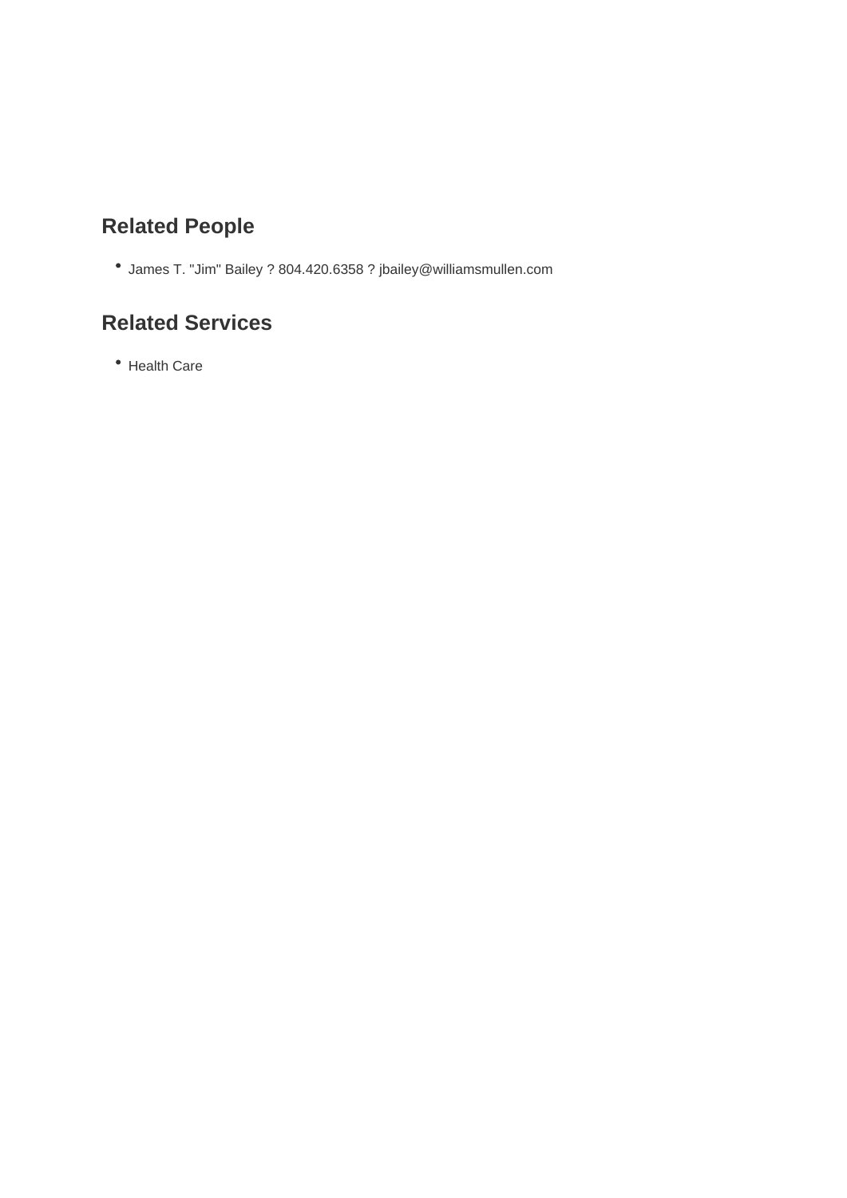## Related People

- James T. "Jim" Bailey ? 804.420.6358 ? jbailey@williamsmullen.com

## Related Services

- Health Care